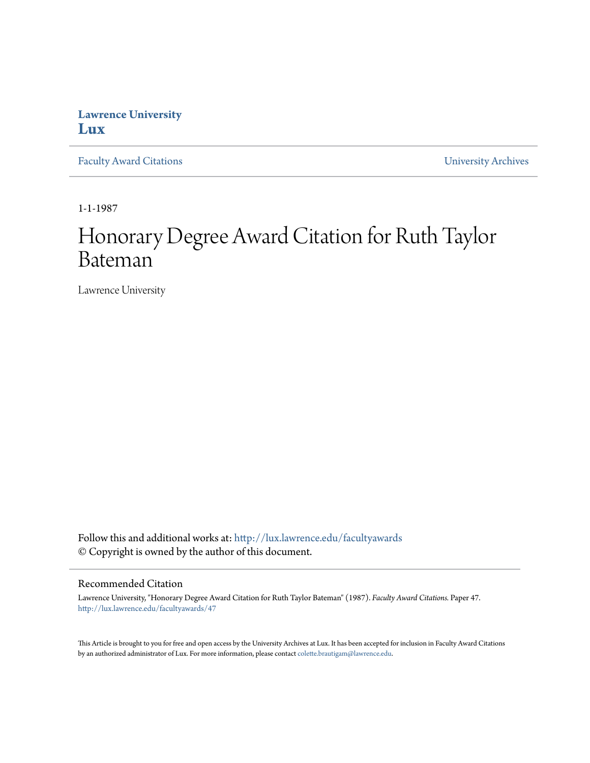**Lawrence University**
**Lux**

Faculty Award Citations | University Archives

1-1-1987

# Honorary Degree Award Citation for Ruth Taylor Bateman

Lawrence University

Follow this and additional works at: http://lux.lawrence.edu/facultyawards
© Copyright is owned by the author of this document.

## Recommended Citation

Lawrence University, "Honorary Degree Award Citation for Ruth Taylor Bateman" (1987). *Faculty Award Citations.* Paper 47.
http://lux.lawrence.edu/facultyawards/47

This Article is brought to you for free and open access by the University Archives at Lux. It has been accepted for inclusion in Faculty Award Citations by an authorized administrator of Lux. For more information, please contact colette.brautigam@lawrence.edu.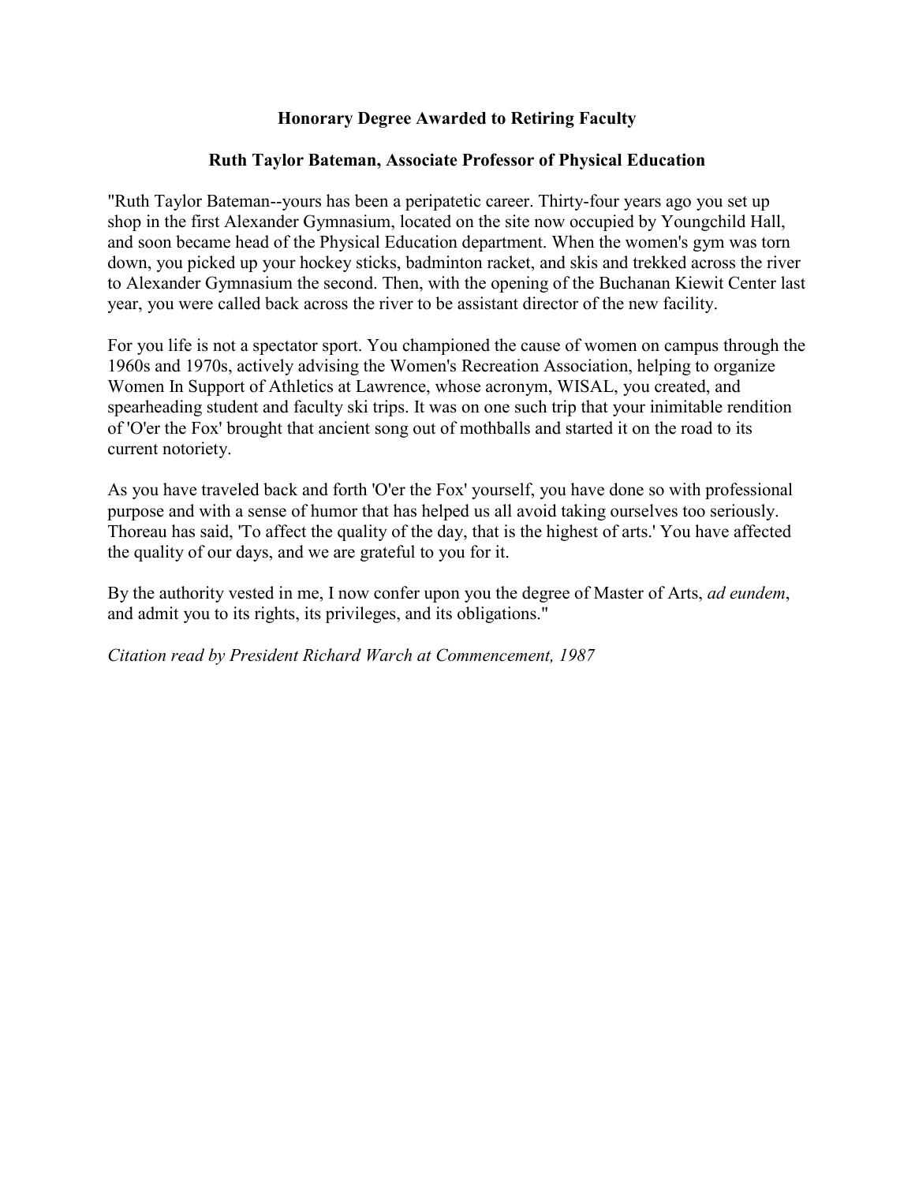## Honorary Degree Awarded to Retiring Faculty

### Ruth Taylor Bateman, Associate Professor of Physical Education

"Ruth Taylor Bateman--yours has been a peripatetic career. Thirty-four years ago you set up shop in the first Alexander Gymnasium, located on the site now occupied by Youngchild Hall, and soon became head of the Physical Education department. When the women's gym was torn down, you picked up your hockey sticks, badminton racket, and skis and trekked across the river to Alexander Gymnasium the second. Then, with the opening of the Buchanan Kiewit Center last year, you were called back across the river to be assistant director of the new facility.

For you life is not a spectator sport. You championed the cause of women on campus through the 1960s and 1970s, actively advising the Women's Recreation Association, helping to organize Women In Support of Athletics at Lawrence, whose acronym, WISAL, you created, and spearheading student and faculty ski trips. It was on one such trip that your inimitable rendition of 'O'er the Fox' brought that ancient song out of mothballs and started it on the road to its current notoriety.

As you have traveled back and forth 'O'er the Fox' yourself, you have done so with professional purpose and with a sense of humor that has helped us all avoid taking ourselves too seriously. Thoreau has said, 'To affect the quality of the day, that is the highest of arts.' You have affected the quality of our days, and we are grateful to you for it.

By the authority vested in me, I now confer upon you the degree of Master of Arts, *ad eundem*, and admit you to its rights, its privileges, and its obligations."

*Citation read by President Richard Warch at Commencement, 1987*